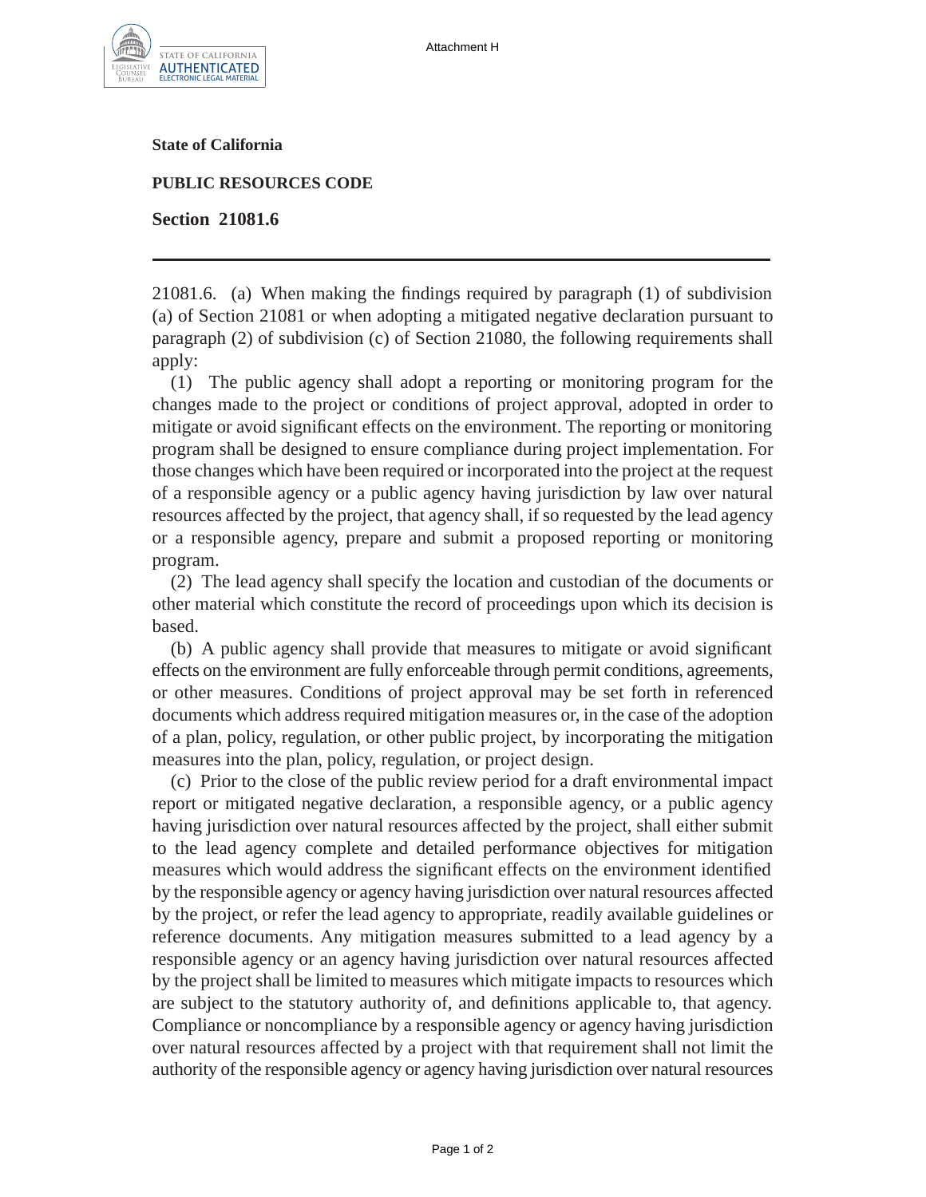Attachment H

**State of California**

**PUBLIC RESOURCES CODE**

**Section 21081.6**

---

21081.6. (a) When making the findings required by paragraph (1) of subdivision (a) of Section 21081 or when adopting a mitigated negative declaration pursuant to paragraph (2) of subdivision (c) of Section 21080, the following requirements shall apply:

(1) The public agency shall adopt a reporting or monitoring program for the changes made to the project or conditions of project approval, adopted in order to mitigate or avoid significant effects on the environment. The reporting or monitoring program shall be designed to ensure compliance during project implementation. For those changes which have been required or incorporated into the project at the request of a responsible agency or a public agency having jurisdiction by law over natural resources affected by the project, that agency shall, if so requested by the lead agency or a responsible agency, prepare and submit a proposed reporting or monitoring program.

(2) The lead agency shall specify the location and custodian of the documents or other material which constitute the record of proceedings upon which its decision is based.

(b) A public agency shall provide that measures to mitigate or avoid significant effects on the environment are fully enforceable through permit conditions, agreements, or other measures. Conditions of project approval may be set forth in referenced documents which address required mitigation measures or, in the case of the adoption of a plan, policy, regulation, or other public project, by incorporating the mitigation measures into the plan, policy, regulation, or project design.

(c) Prior to the close of the public review period for a draft environmental impact report or mitigated negative declaration, a responsible agency, or a public agency having jurisdiction over natural resources affected by the project, shall either submit to the lead agency complete and detailed performance objectives for mitigation measures which would address the significant effects on the environment identified by the responsible agency or agency having jurisdiction over natural resources affected by the project, or refer the lead agency to appropriate, readily available guidelines or reference documents. Any mitigation measures submitted to a lead agency by a responsible agency or an agency having jurisdiction over natural resources affected by the project shall be limited to measures which mitigate impacts to resources which are subject to the statutory authority of, and definitions applicable to, that agency. Compliance or noncompliance by a responsible agency or agency having jurisdiction over natural resources affected by a project with that requirement shall not limit the authority of the responsible agency or agency having jurisdiction over natural resources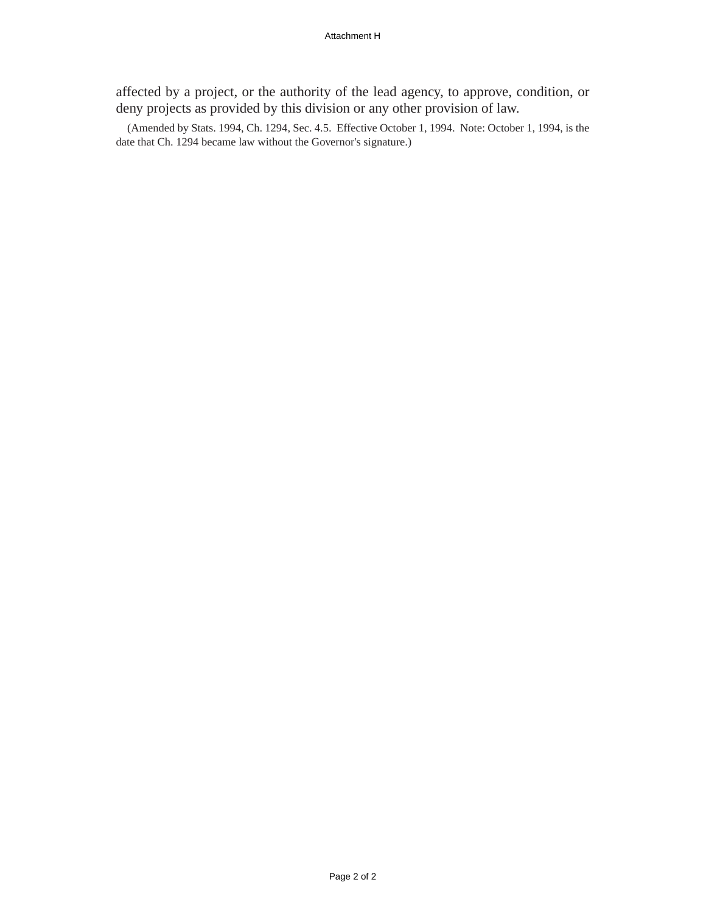affected by a project, or the authority of the lead agency, to approve, condition, or deny projects as provided by this division or any other provision of law.

(Amended by Stats. 1994, Ch. 1294, Sec. 4.5. Effective October 1, 1994. Note: October 1, 1994, is the date that Ch. 1294 became law without the Governor's signature.)